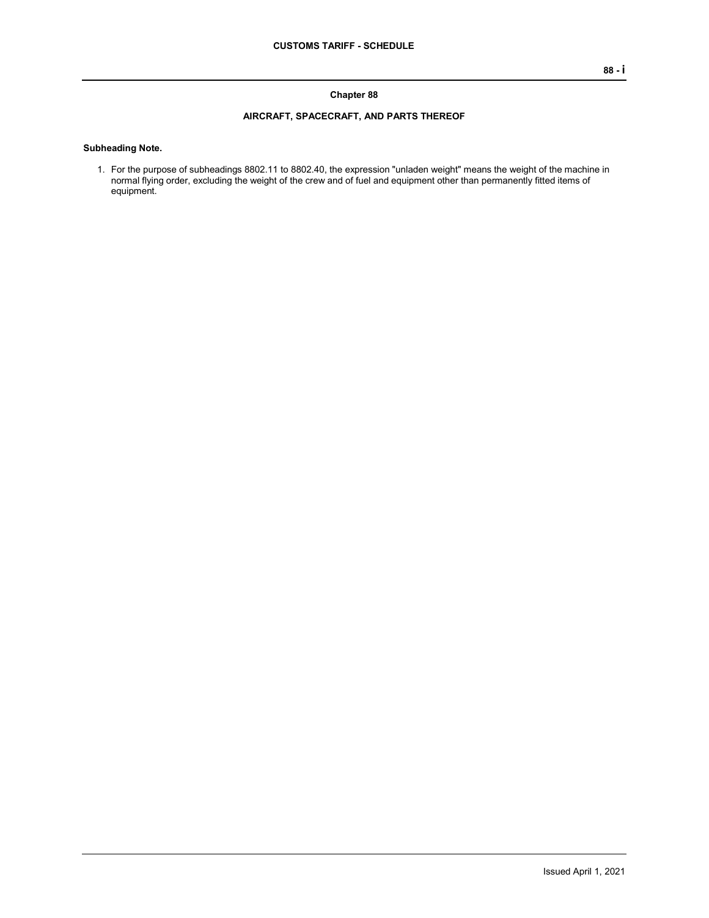## Chapter 88

## AIRCRAFT, SPACECRAFT, AND PARTS THEREOF

**Subheading Note.**

1. For the purpose of subheadings 8802.11 to 8802.40, the expression "unladen weight" means the weight of the machine in normal flying order, excluding the weight of the crew and of fuel and equipment other than permanently fitted items of equipment.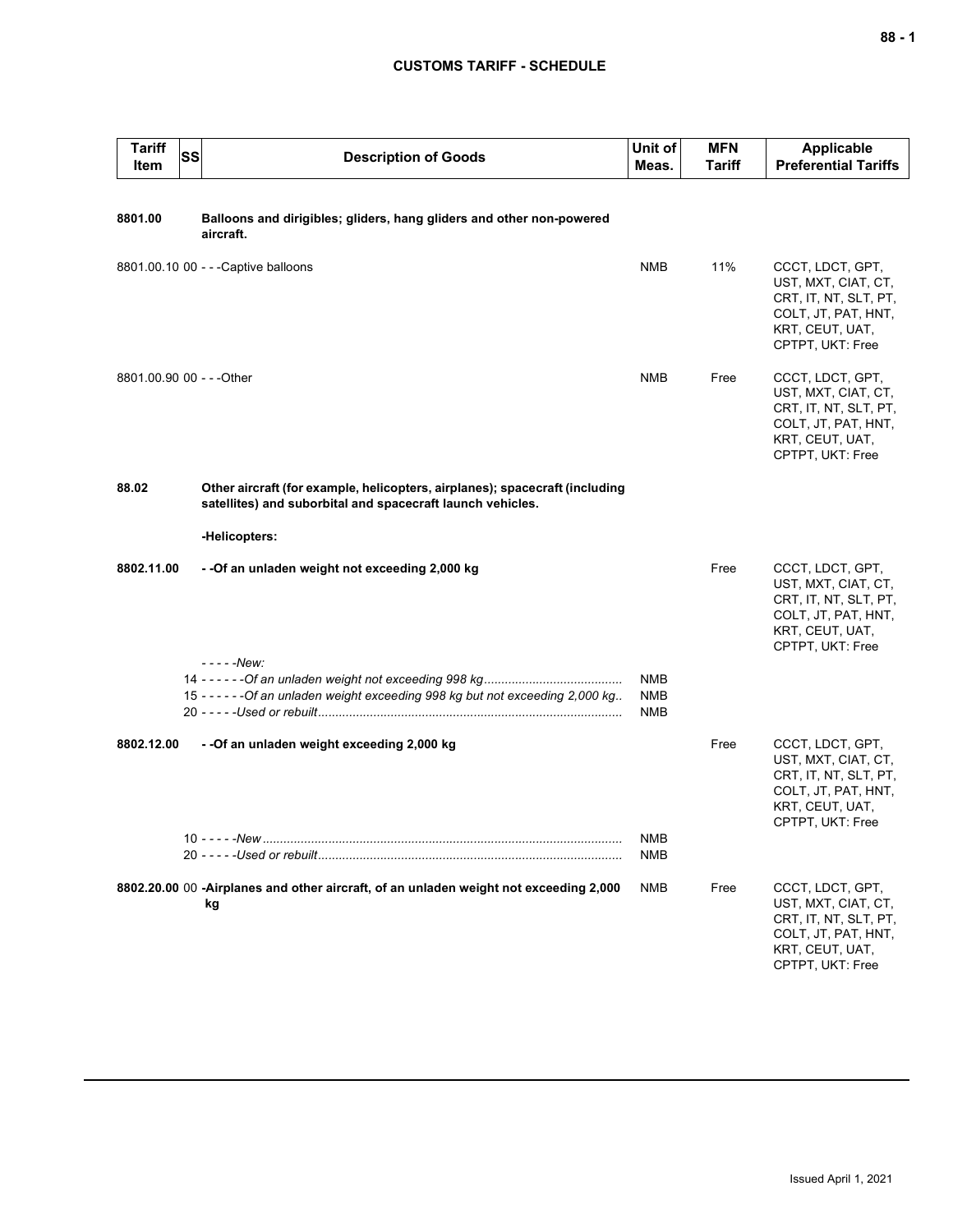## CUSTOMS TARIFF - SCHEDULE

| Tariff Item | SS | Description of Goods | Unit of Meas. | MFN Tariff | Applicable Preferential Tariffs |
|---|---|---|---|---|---|
| **8801.00** | | **Balloons and dirigibles; gliders, hang gliders and other non-powered aircraft.** | | | |
| 8801.00.10 | 00 | - - -Captive balloons | NMB | 11% | CCCT, LDCT, GPT, UST, MXT, CIAT, CT, CRT, IT, NT, SLT, PT, COLT, JT, PAT, HNT, KRT, CEUT, UAT, CPTPT, UKT: Free |
| 8801.00.90 | 00 | - - -Other | NMB | Free | CCCT, LDCT, GPT, UST, MXT, CIAT, CT, CRT, IT, NT, SLT, PT, COLT, JT, PAT, HNT, KRT, CEUT, UAT, CPTPT, UKT: Free |
| **88.02** | | **Other aircraft (for example, helicopters, airplanes); spacecraft (including satellites) and suborbital and spacecraft launch vehicles.** | | | |
| | | **-Helicopters:** | | | |
| **8802.11.00** | | **- -Of an unladen weight not exceeding 2,000 kg** | | Free | CCCT, LDCT, GPT, UST, MXT, CIAT, CT, CRT, IT, NT, SLT, PT, COLT, JT, PAT, HNT, KRT, CEUT, UAT, CPTPT, UKT: Free |
| | | *- - - - -New:* | | | |
| | 14 | *- - - - - -Of an unladen weight not exceeding 998 kg* | NMB | | |
| | 15 | *- - - - - -Of an unladen weight exceeding 998 kg but not exceeding 2,000 kg* | NMB | | |
| | 20 | *- - - - -Used or rebuilt* | NMB | | |
| **8802.12.00** | | **- -Of an unladen weight exceeding 2,000 kg** | | Free | CCCT, LDCT, GPT, UST, MXT, CIAT, CT, CRT, IT, NT, SLT, PT, COLT, JT, PAT, HNT, KRT, CEUT, UAT, CPTPT, UKT: Free |
| | 10 | *- - - - -New* | NMB | | |
| | 20 | *- - - - -Used or rebuilt* | NMB | | |
| **8802.20.00** | 00 | **-Airplanes and other aircraft, of an unladen weight not exceeding 2,000 kg** | NMB | Free | CCCT, LDCT, GPT, UST, MXT, CIAT, CT, CRT, IT, NT, SLT, PT, COLT, JT, PAT, HNT, KRT, CEUT, UAT, CPTPT, UKT: Free |

Issued April 1, 2021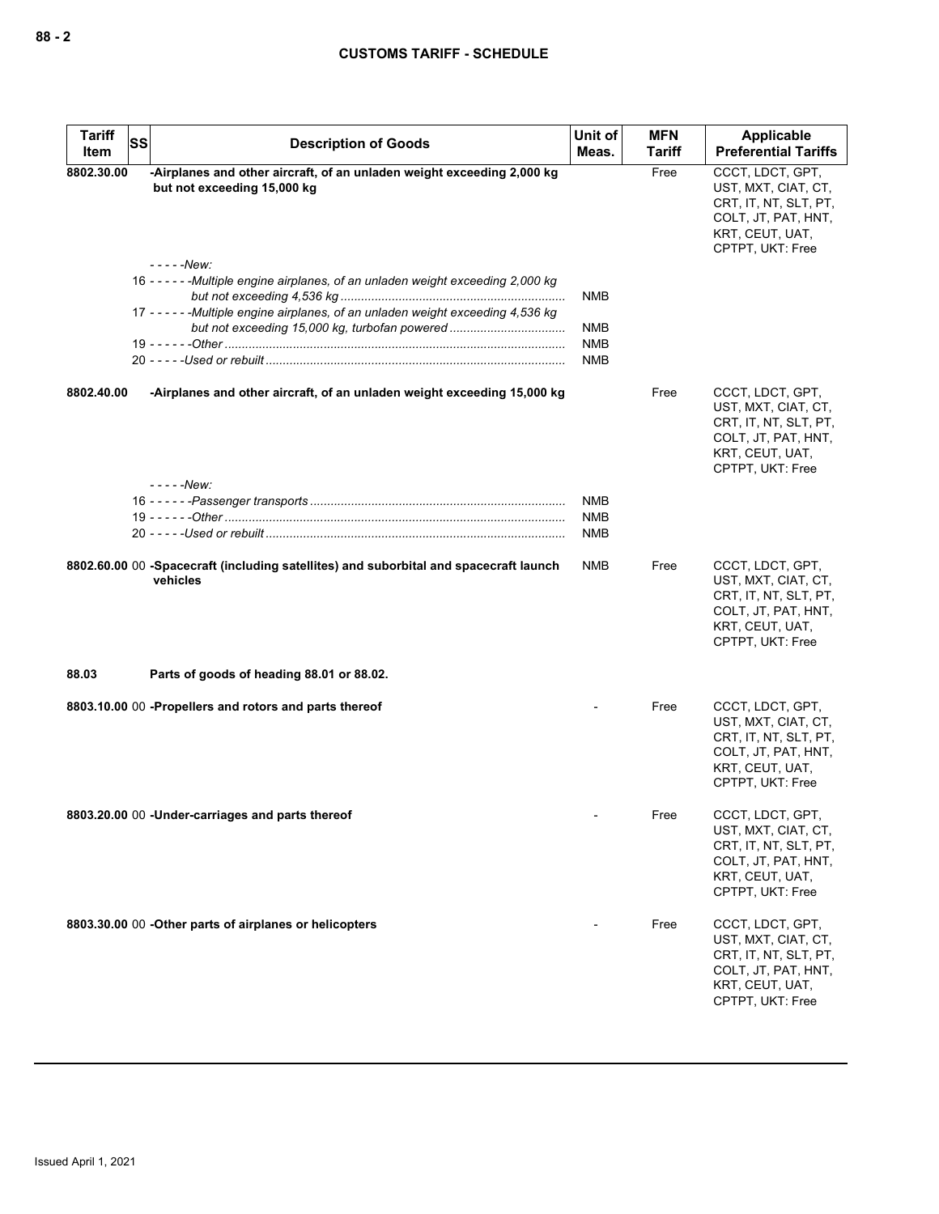| Tariff Item | SS | Description of Goods | Unit of Meas. | MFN Tariff | Applicable Preferential Tariffs |
|---|---|---|---|---|---|
| 8802.30.00 | | **-Airplanes and other aircraft, of an unladen weight exceeding 2,000 kg but not exceeding 15,000 kg** | | Free | CCCT, LDCT, GPT, UST, MXT, CIAT, CT, CRT, IT, NT, SLT, PT, COLT, JT, PAT, HNT, KRT, CEUT, UAT, CPTPT, UKT: Free |
| | | *- - - - -New:* | | | |
| | 16 | *- - - - - -Multiple engine airplanes, of an unladen weight exceeding 2,000 kg but not exceeding 4,536 kg* | NMB | | |
| | 17 | *- - - - - -Multiple engine airplanes, of an unladen weight exceeding 4,536 kg but not exceeding 15,000 kg, turbofan powered* | NMB | | |
| | 19 | *- - - - - -Other* | NMB | | |
| | 20 | *- - - - -Used or rebuilt* | NMB | | |
| 8802.40.00 | | **-Airplanes and other aircraft, of an unladen weight exceeding 15,000 kg** | | Free | CCCT, LDCT, GPT, UST, MXT, CIAT, CT, CRT, IT, NT, SLT, PT, COLT, JT, PAT, HNT, KRT, CEUT, UAT, CPTPT, UKT: Free |
| | | *- - - - -New:* | | | |
| | 16 | *- - - - - -Passenger transports* | NMB | | |
| | 19 | *- - - - - -Other* | NMB | | |
| | 20 | *- - - - -Used or rebuilt* | NMB | | |
| 8802.60.00 | 00 | **-Spacecraft (including satellites) and suborbital and spacecraft launch vehicles** | NMB | Free | CCCT, LDCT, GPT, UST, MXT, CIAT, CT, CRT, IT, NT, SLT, PT, COLT, JT, PAT, HNT, KRT, CEUT, UAT, CPTPT, UKT: Free |
| 88.03 | | **Parts of goods of heading 88.01 or 88.02.** | | | |
| 8803.10.00 | 00 | **-Propellers and rotors and parts thereof** | - | Free | CCCT, LDCT, GPT, UST, MXT, CIAT, CT, CRT, IT, NT, SLT, PT, COLT, JT, PAT, HNT, KRT, CEUT, UAT, CPTPT, UKT: Free |
| 8803.20.00 | 00 | **-Under-carriages and parts thereof** | - | Free | CCCT, LDCT, GPT, UST, MXT, CIAT, CT, CRT, IT, NT, SLT, PT, COLT, JT, PAT, HNT, KRT, CEUT, UAT, CPTPT, UKT: Free |
| 8803.30.00 | 00 | **-Other parts of airplanes or helicopters** | - | Free | CCCT, LDCT, GPT, UST, MXT, CIAT, CT, CRT, IT, NT, SLT, PT, COLT, JT, PAT, HNT, KRT, CEUT, UAT, CPTPT, UKT: Free |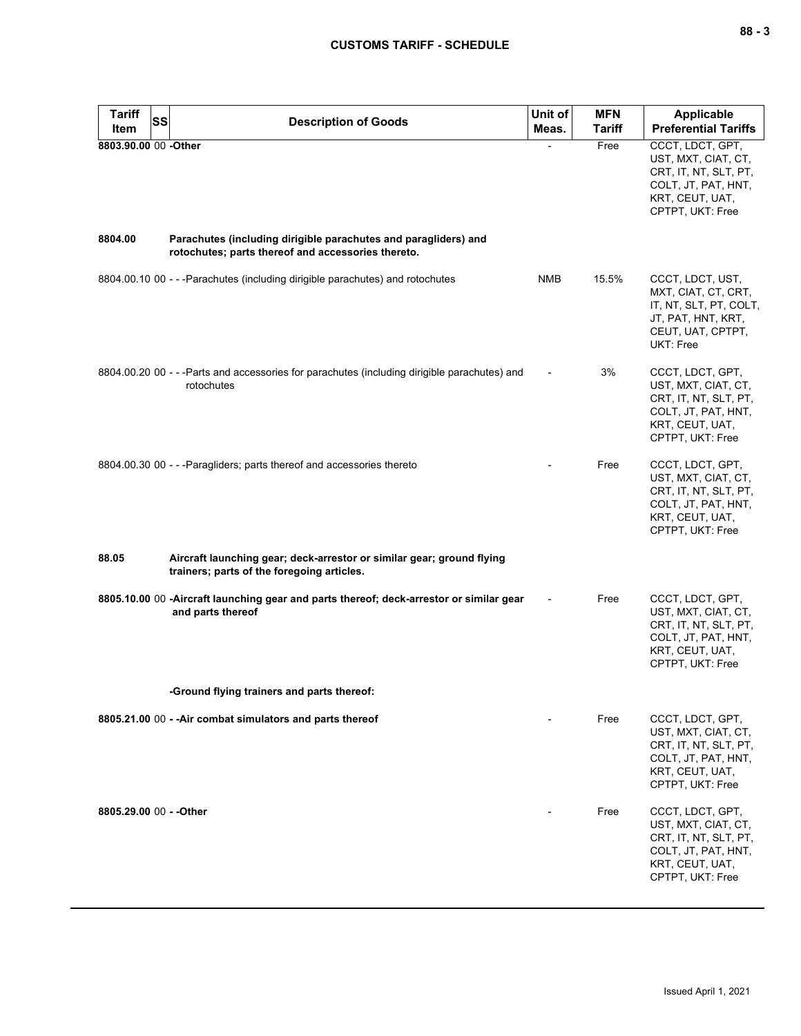| Tariff Item | SS | Description of Goods | Unit of Meas. | MFN Tariff | Applicable Preferential Tariffs |
|---|---|---|---|---|---|
| **8803.90.00** | 00 | **-Other** | - | Free | CCCT, LDCT, GPT, UST, MXT, CIAT, CT, CRT, IT, NT, SLT, PT, COLT, JT, PAT, HNT, KRT, CEUT, UAT, CPTPT, UKT: Free |
| **8804.00** | | **Parachutes (including dirigible parachutes and paragliders) and rotochutes; parts thereof and accessories thereto.** | | | |
| 8804.00.10 | 00 | - - -Parachutes (including dirigible parachutes) and rotochutes | NMB | 15.5% | CCCT, LDCT, UST, MXT, CIAT, CT, CRT, IT, NT, SLT, PT, COLT, JT, PAT, HNT, KRT, CEUT, UAT, CPTPT, UKT: Free |
| 8804.00.20 | 00 | - - -Parts and accessories for parachutes (including dirigible parachutes) and rotochutes | - | 3% | CCCT, LDCT, GPT, UST, MXT, CIAT, CT, CRT, IT, NT, SLT, PT, COLT, JT, PAT, HNT, KRT, CEUT, UAT, CPTPT, UKT: Free |
| 8804.00.30 | 00 | - - -Paragliders; parts thereof and accessories thereto | - | Free | CCCT, LDCT, GPT, UST, MXT, CIAT, CT, CRT, IT, NT, SLT, PT, COLT, JT, PAT, HNT, KRT, CEUT, UAT, CPTPT, UKT: Free |
| **88.05** | | **Aircraft launching gear; deck-arrestor or similar gear; ground flying trainers; parts of the foregoing articles.** | | | |
| **8805.10.00** | 00 | **-Aircraft launching gear and parts thereof; deck-arrestor or similar gear and parts thereof** | - | Free | CCCT, LDCT, GPT, UST, MXT, CIAT, CT, CRT, IT, NT, SLT, PT, COLT, JT, PAT, HNT, KRT, CEUT, UAT, CPTPT, UKT: Free |
| | | **-Ground flying trainers and parts thereof:** | | | |
| **8805.21.00** | 00 | **- -Air combat simulators and parts thereof** | - | Free | CCCT, LDCT, GPT, UST, MXT, CIAT, CT, CRT, IT, NT, SLT, PT, COLT, JT, PAT, HNT, KRT, CEUT, UAT, CPTPT, UKT: Free |
| **8805.29.00** | 00 | **- -Other** | - | Free | CCCT, LDCT, GPT, UST, MXT, CIAT, CT, CRT, IT, NT, SLT, PT, COLT, JT, PAT, HNT, KRT, CEUT, UAT, CPTPT, UKT: Free |